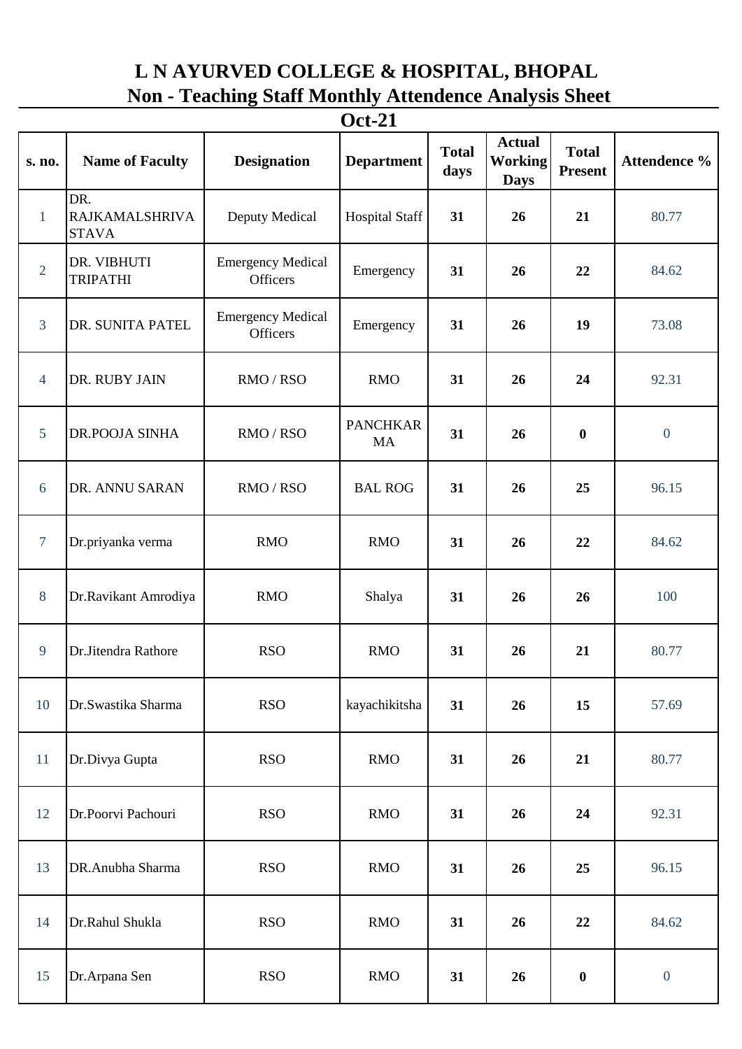# L N AYURVED COLLEGE & HOSPITAL, BHOPAL

## Non - Teaching Staff Monthly Attendence Analysis Sheet

### Oct-21

| s. no. | Name of Faculty | Designation | Department | Total days | Actual Working Days | Total Present | Attendence % |
|---|---|---|---|---|---|---|---|
| 1 | DR. RAJKAMALSHRIVASTAVA | Deputy Medical | Hospital Staff | 31 | 26 | 21 | 80.77 |
| 2 | DR. VIBHUTI TRIPATHI | Emergency Medical Officers | Emergency | 31 | 26 | 22 | 84.62 |
| 3 | DR. SUNITA PATEL | Emergency Medical Officers | Emergency | 31 | 26 | 19 | 73.08 |
| 4 | DR. RUBY JAIN | RMO / RSO | RMO | 31 | 26 | 24 | 92.31 |
| 5 | DR.POOJA SINHA | RMO / RSO | PANCHKARMA | 31 | 26 | 0 | 0 |
| 6 | DR. ANNU SARAN | RMO / RSO | BAL ROG | 31 | 26 | 25 | 96.15 |
| 7 | Dr.priyanka verma | RMO | RMO | 31 | 26 | 22 | 84.62 |
| 8 | Dr.Ravikant Amrodiya | RMO | Shalya | 31 | 26 | 26 | 100 |
| 9 | Dr.Jitendra Rathore | RSO | RMO | 31 | 26 | 21 | 80.77 |
| 10 | Dr.Swastika Sharma | RSO | kayachikitsha | 31 | 26 | 15 | 57.69 |
| 11 | Dr.Divya Gupta | RSO | RMO | 31 | 26 | 21 | 80.77 |
| 12 | Dr.Poorvi Pachouri | RSO | RMO | 31 | 26 | 24 | 92.31 |
| 13 | DR.Anubha Sharma | RSO | RMO | 31 | 26 | 25 | 96.15 |
| 14 | Dr.Rahul Shukla | RSO | RMO | 31 | 26 | 22 | 84.62 |
| 15 | Dr.Arpana Sen | RSO | RMO | 31 | 26 | 0 | 0 |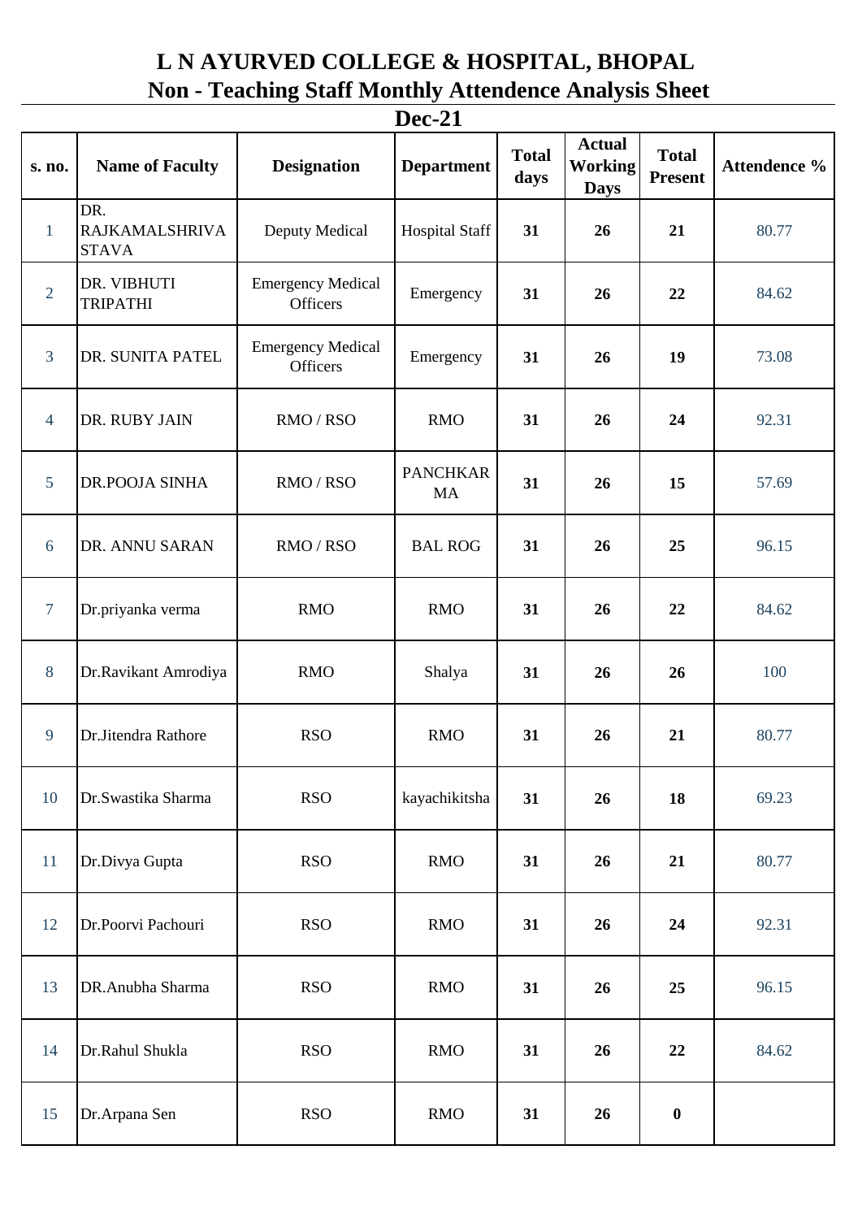# L N AYURVED COLLEGE & HOSPITAL, BHOPAL

## Non - Teaching Staff Monthly Attendence Analysis Sheet

### Dec-21

| s. no. | Name of Faculty | Designation | Department | Total days | Actual Working Days | Total Present | Attendence % |
|---|---|---|---|---|---|---|---|
| 1 | DR. RAJKAMALSHRIVASTAVA | Deputy Medical | Hospital Staff | 31 | 26 | 21 | 80.77 |
| 2 | DR. VIBHUTI TRIPATHI | Emergency Medical Officers | Emergency | 31 | 26 | 22 | 84.62 |
| 3 | DR. SUNITA PATEL | Emergency Medical Officers | Emergency | 31 | 26 | 19 | 73.08 |
| 4 | DR. RUBY JAIN | RMO / RSO | RMO | 31 | 26 | 24 | 92.31 |
| 5 | DR.POOJA SINHA | RMO / RSO | PANCHKARMA | 31 | 26 | 15 | 57.69 |
| 6 | DR. ANNU SARAN | RMO / RSO | BAL ROG | 31 | 26 | 25 | 96.15 |
| 7 | Dr.priyanka verma | RMO | RMO | 31 | 26 | 22 | 84.62 |
| 8 | Dr.Ravikant Amrodiya | RMO | Shalya | 31 | 26 | 26 | 100 |
| 9 | Dr.Jitendra Rathore | RSO | RMO | 31 | 26 | 21 | 80.77 |
| 10 | Dr.Swastika Sharma | RSO | kayachikitsha | 31 | 26 | 18 | 69.23 |
| 11 | Dr.Divya Gupta | RSO | RMO | 31 | 26 | 21 | 80.77 |
| 12 | Dr.Poorvi Pachouri | RSO | RMO | 31 | 26 | 24 | 92.31 |
| 13 | DR.Anubha Sharma | RSO | RMO | 31 | 26 | 25 | 96.15 |
| 14 | Dr.Rahul Shukla | RSO | RMO | 31 | 26 | 22 | 84.62 |
| 15 | Dr.Arpana Sen | RSO | RMO | 31 | 26 | 0 | |